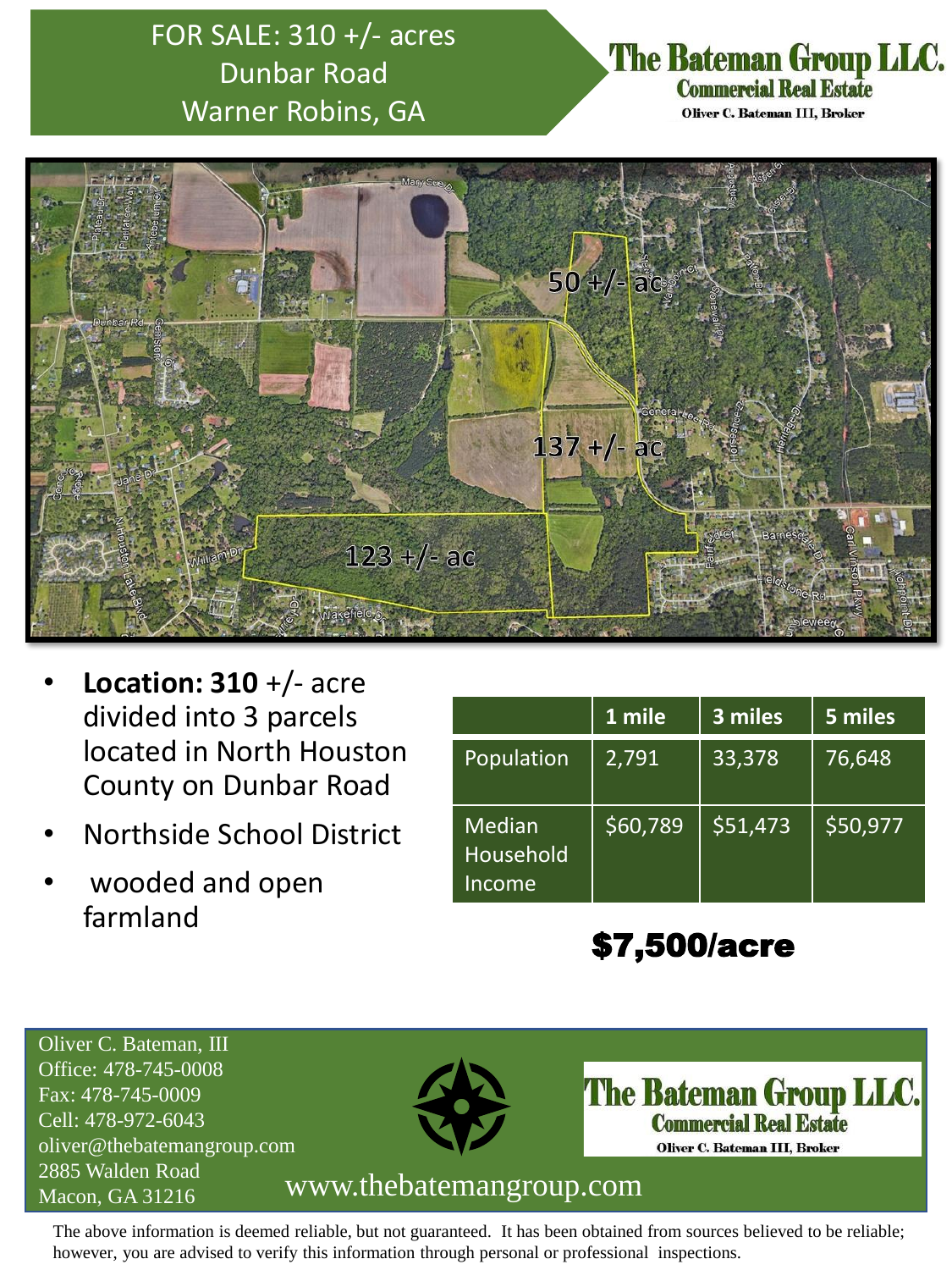# FOR SALE: 310 +/- acres
# Dunbar Road
# Warner Robins, GA

**The Bateman Group LLC.**
**Commercial Real Estate**
Oliver C. Bateman III, Broker

- **Location: 310** +/- acre divided into 3 parcels located in North Houston County on Dunbar Road
- Northside School District
- wooded and open farmland

| | 1 mile | 3 miles | 5 miles |
|---|---|---|---|
| Population | 2,791 | 33,378 | 76,648 |
| Median Household Income | $60,789 | $51,473 | $50,977 |

## $7,500/acre

Oliver C. Bateman, III
Office: 478-745-0008
Fax: 478-745-0009
Cell: 478-972-6043
oliver@thebatemangroup.com
2885 Walden Road
Macon, GA 31216

**The Bateman Group LLC.**
**Commercial Real Estate**
Oliver C. Bateman III, Broker

www.thebatemangroup.com

The above information is deemed reliable, but not guaranteed. It has been obtained from sources believed to be reliable; however, you are advised to verify this information through personal or professional inspections.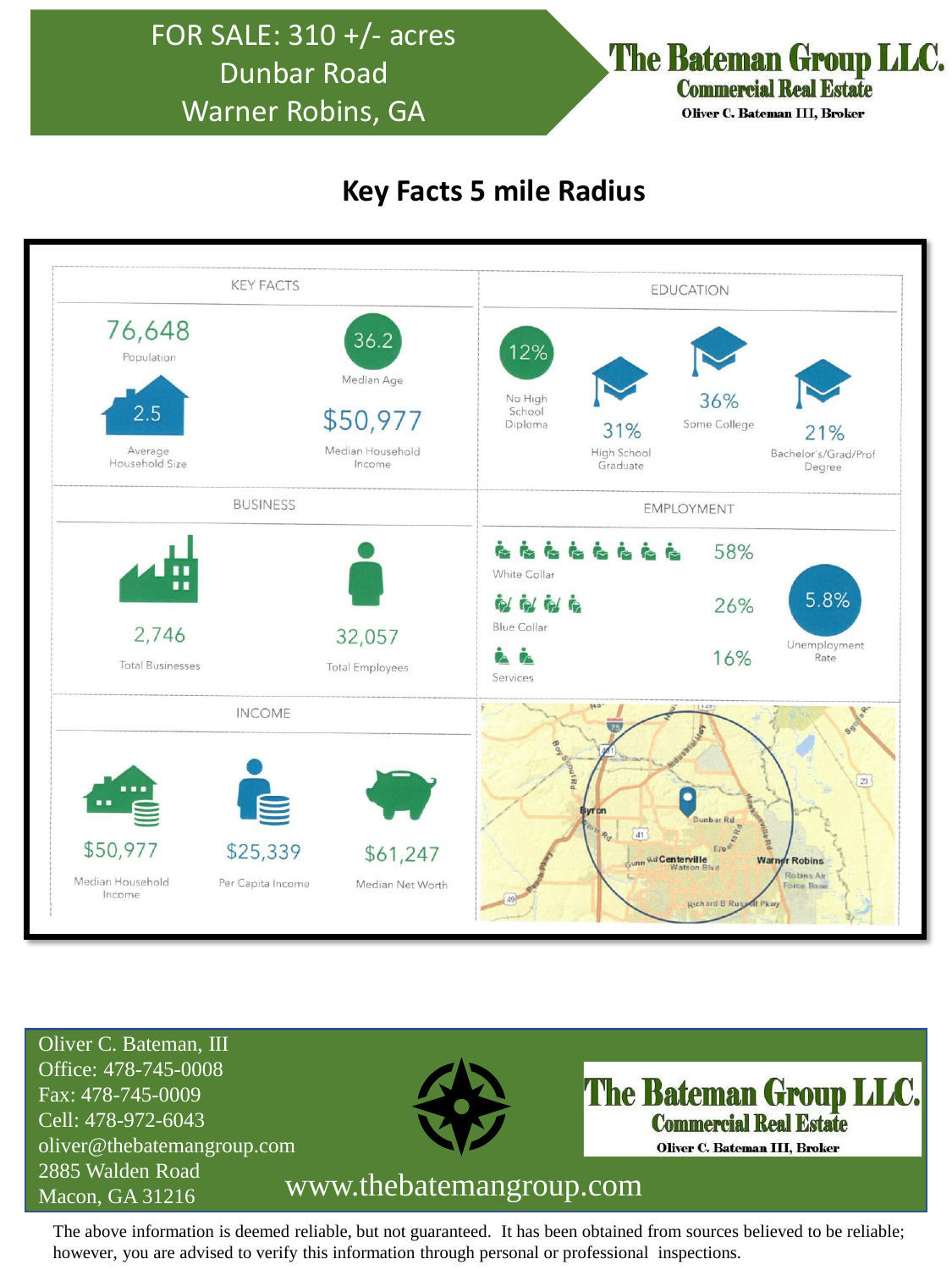# FOR SALE: 310 +/- acres
# Dunbar Road
# Warner Robins, GA

**The Bateman Group LLC.**
**Commercial Real Estate**
**Oliver C. Bateman III, Broker**

## Key Facts 5 mile Radius

### KEY FACTS

- 76,648 Population
- 36.2 Median Age
- 2.5 Average Household Size
- $50,977 Median Household Income

### EDUCATION

- 12% No High School Diploma
- 31% High School Graduate
- 36% Some College
- 21% Bachelor's/Grad/Prof Degree

### BUSINESS

- 2,746 Total Businesses
- 32,057 Total Employees

### EMPLOYMENT

- White Collar 58%
- Blue Collar 26%
- Services 16%
- 5.8% Unemployment Rate

### INCOME

- $50,977 Median Household Income
- $25,339 Per Capita Income
- $61,247 Median Net Worth

Oliver C. Bateman, III
Office: 478-745-0008
Fax: 478-745-0009
Cell: 478-972-6043
oliver@thebatemangroup.com
2885 Walden Road
Macon, GA 31216

**The Bateman Group LLC.**
**Commercial Real Estate**
**Oliver C. Bateman III, Broker**

www.thebatemangroup.com

The above information is deemed reliable, but not guaranteed. It has been obtained from sources believed to be reliable; however, you are advised to verify this information through personal or professional inspections.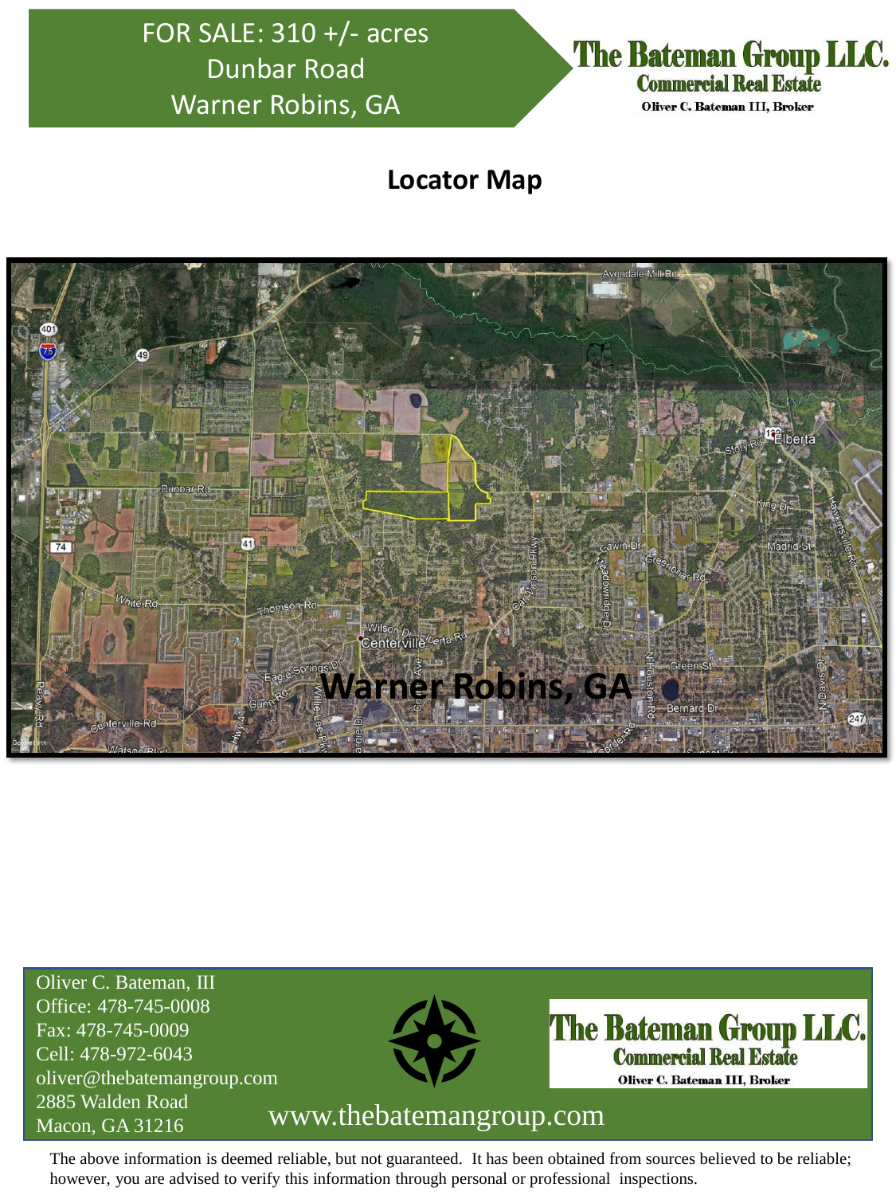FOR SALE: 310 +/- acres
Dunbar Road
Warner Robins, GA

**The Bateman Group LLC.**
**Commercial Real Estate**
Oliver C. Bateman III, Broker

## Locator Map

Oliver C. Bateman, III
Office: 478-745-0008
Fax: 478-745-0009
Cell: 478-972-6043
oliver@thebatemangroup.com
2885 Walden Road
Macon, GA 31216

**The Bateman Group LLC.**
**Commercial Real Estate**
Oliver C. Bateman III, Broker

www.thebatemangroup.com

The above information is deemed reliable, but not guaranteed. It has been obtained from sources believed to be reliable; however, you are advised to verify this information through personal or professional inspections.